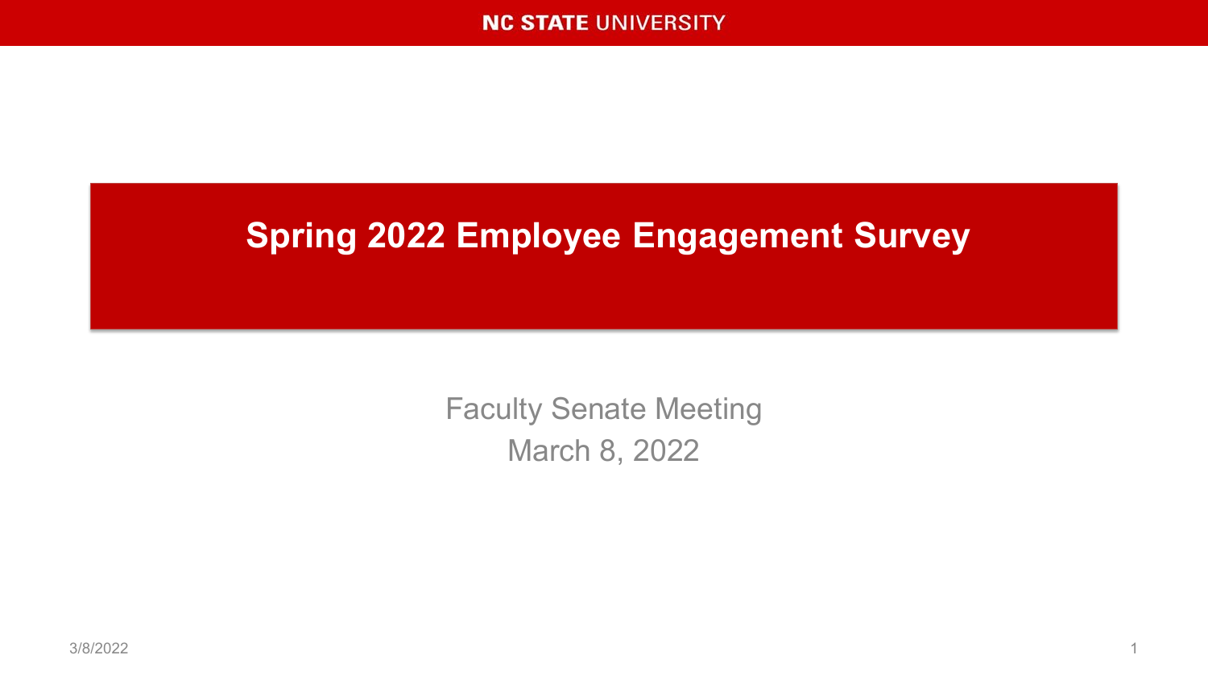# Spring 2022 Employee Engagement Survey

Faculty Senate Meeting
March 8, 2022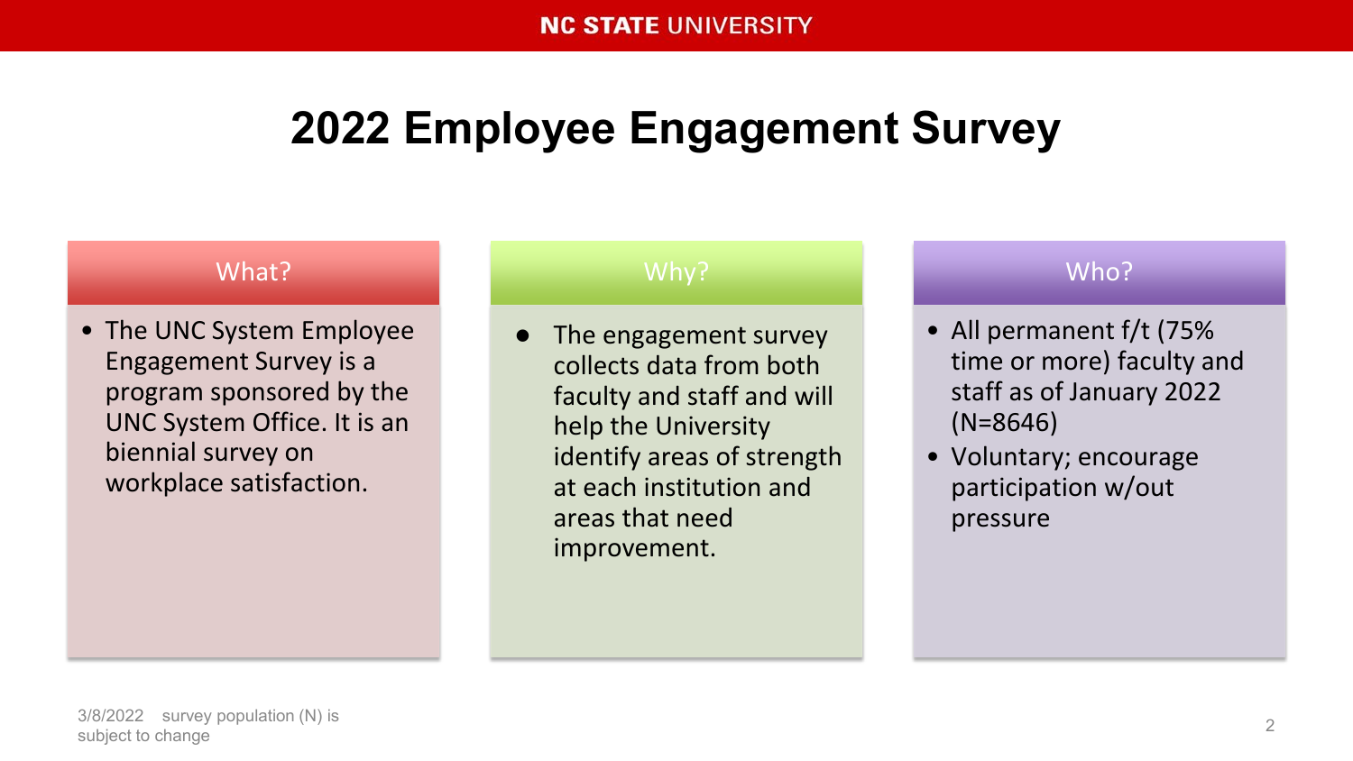# 2022 Employee Engagement Survey

## What?

- The UNC System Employee Engagement Survey is a program sponsored by the UNC System Office. It is an biennial survey on workplace satisfaction.

## Why?

- The engagement survey collects data from both faculty and staff and will help the University identify areas of strength at each institution and areas that need improvement.

## Who?

- All permanent f/t (75% time or more) faculty and staff as of January 2022 (N=8646)
- Voluntary; encourage participation w/out pressure

3/8/2022 survey population (N) is subject to change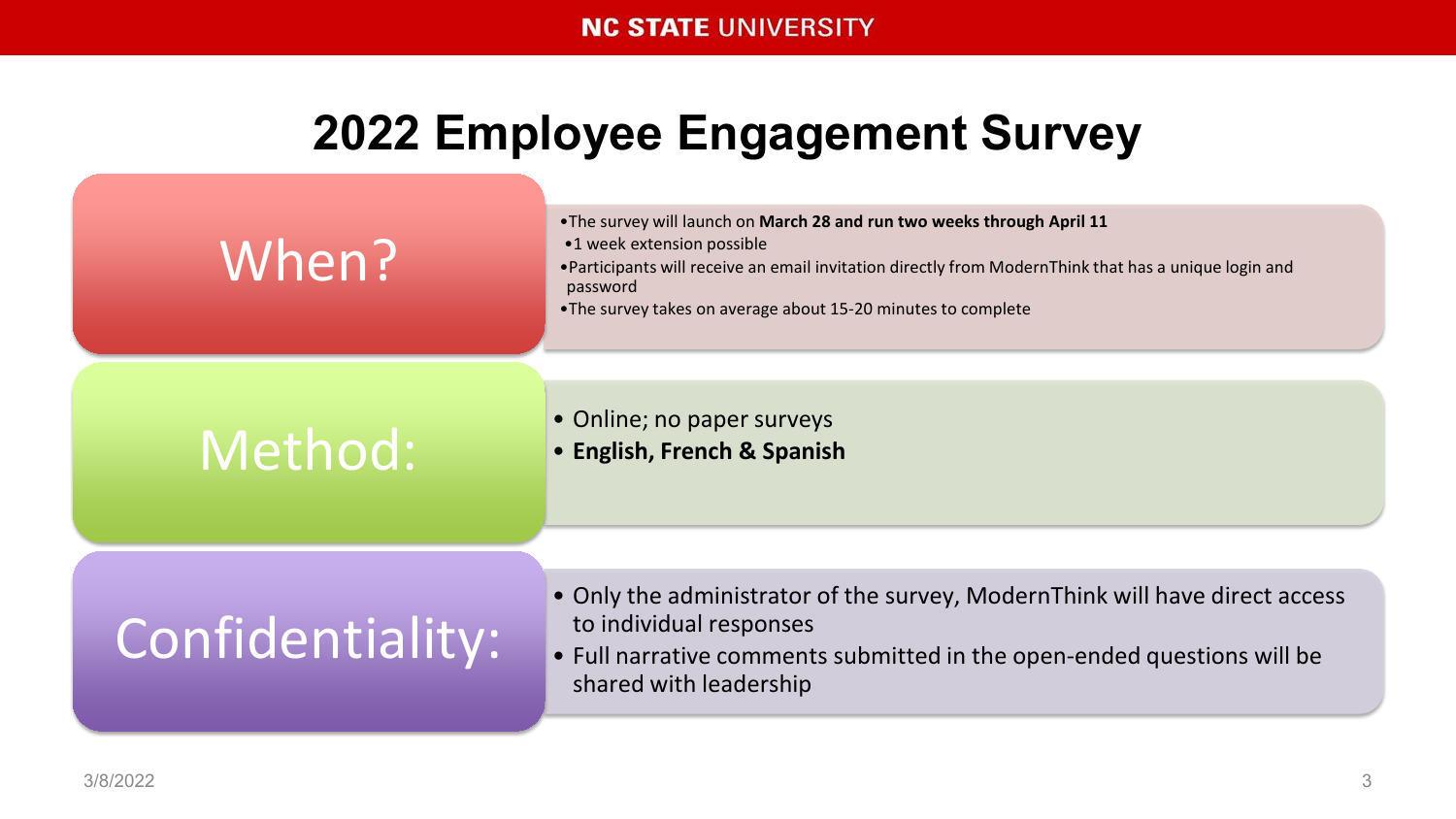# 2022 Employee Engagement Survey

## When?

- The survey will launch on **March 28 and run two weeks through April 11**
  - 1 week extension possible
- Participants will receive an email invitation directly from ModernThink that has a unique login and password
- The survey takes on average about 15-20 minutes to complete

## Method:

- Online; no paper surveys
- **English, French & Spanish**

## Confidentiality:

- Only the administrator of the survey, ModernThink will have direct access to individual responses
- Full narrative comments submitted in the open-ended questions will be shared with leadership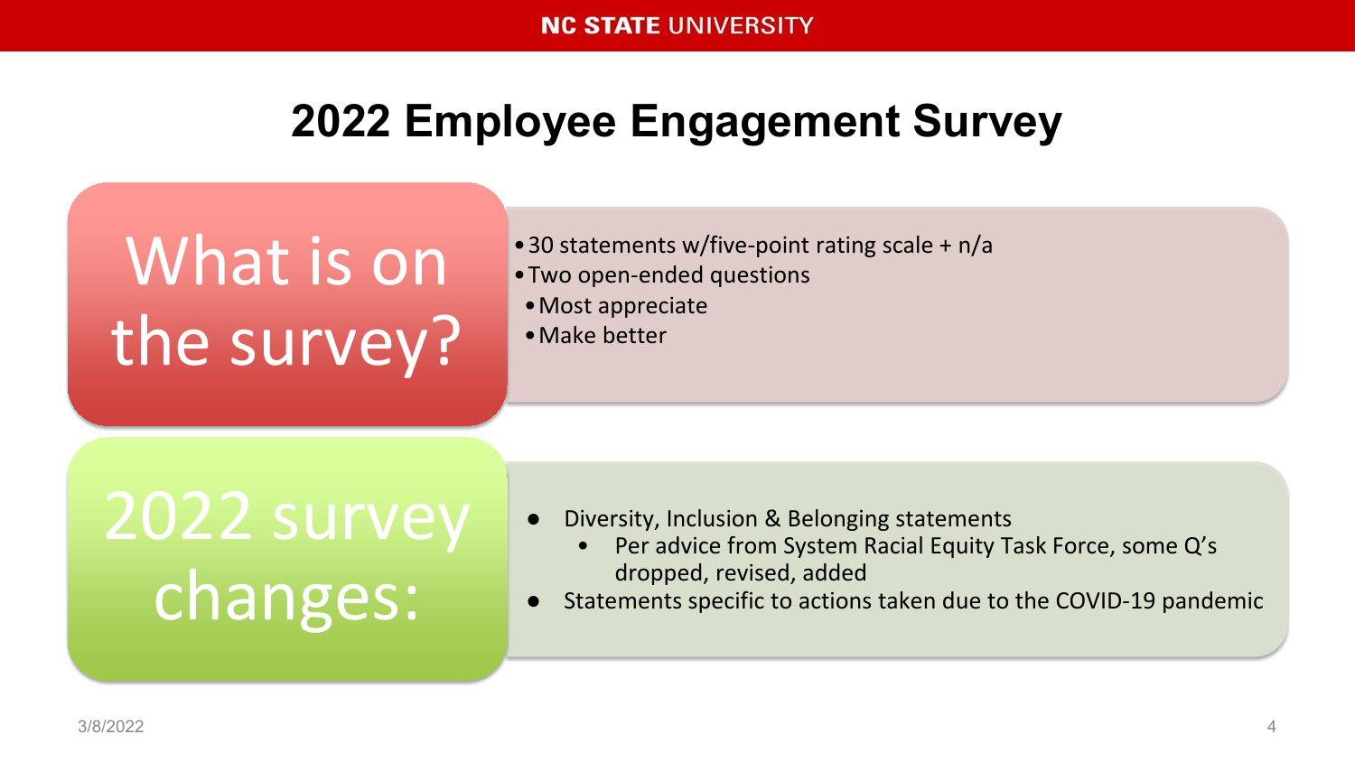# 2022 Employee Engagement Survey

## What is on the survey?

- 30 statements w/five-point rating scale + n/a
- Two open-ended questions
  - Most appreciate
  - Make better

## 2022 survey changes:

- Diversity, Inclusion & Belonging statements
  - Per advice from System Racial Equity Task Force, some Q's dropped, revised, added
- Statements specific to actions taken due to the COVID-19 pandemic

3/8/2022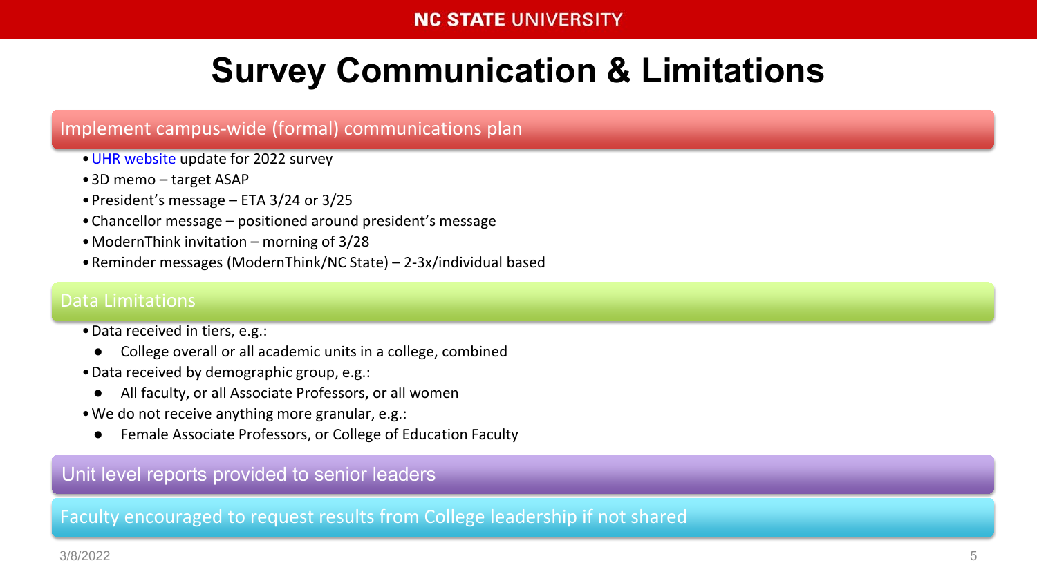# Survey Communication & Limitations

## Implement campus-wide (formal) communications plan

- UHR website update for 2022 survey
- 3D memo – target ASAP
- President's message – ETA 3/24 or 3/25
- Chancellor message – positioned around president's message
- ModernThink invitation – morning of 3/28
- Reminder messages (ModernThink/NC State) – 2-3x/individual based

## Data Limitations

- Data received in tiers, e.g.:
  - College overall or all academic units in a college, combined
- Data received by demographic group, e.g.:
  - All faculty, or all Associate Professors, or all women
- We do not receive anything more granular, e.g.:
  - Female Associate Professors, or College of Education Faculty

## Unit level reports provided to senior leaders

## Faculty encouraged to request results from College leadership if not shared

3/8/2022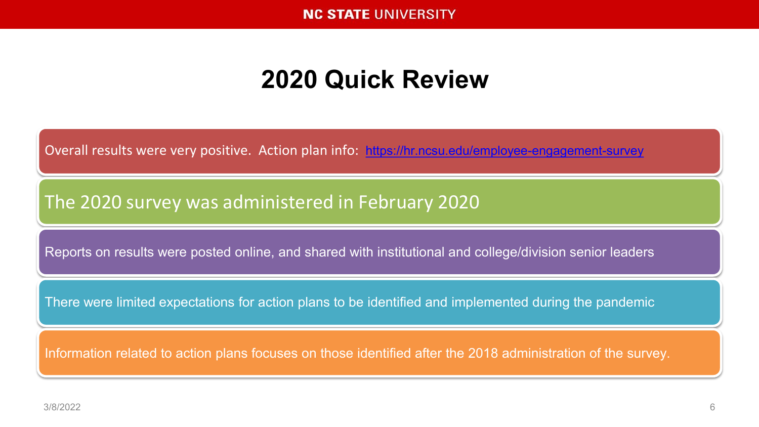# 2020 Quick Review

- Overall results were very positive. Action plan info: https://hr.ncsu.edu/employee-engagement-survey
- The 2020 survey was administered in February 2020
- Reports on results were posted online, and shared with institutional and college/division senior leaders
- There were limited expectations for action plans to be identified and implemented during the pandemic
- Information related to action plans focuses on those identified after the 2018 administration of the survey.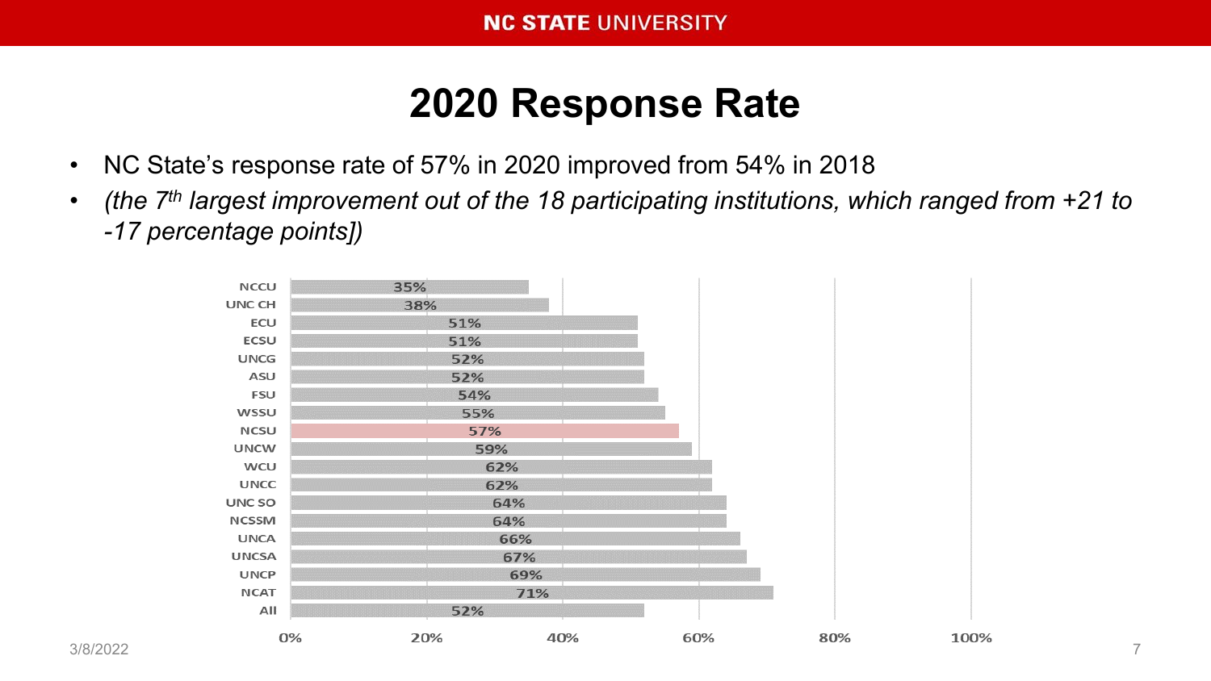# 2020 Response Rate

- NC State's response rate of 57% in 2020 improved from 54% in 2018
- *(the 7th largest improvement out of the 18 participating institutions, which ranged from +21 to -17 percentage points])*

NCCU 35%
UNC CH 38%
ECU 51%
ECSU 51%
UNCG 52%
ASU 52%
FSU 54%
WSSU 55%
NCSU 57%
UNCW 59%
WCU 62%
UNCC 62%
UNC SO 64%
NCSSM 64%
UNCA 66%
UNCSA 67%
UNCP 69%
NCAT 71%
All 52%

0% 20% 40% 60% 80% 100%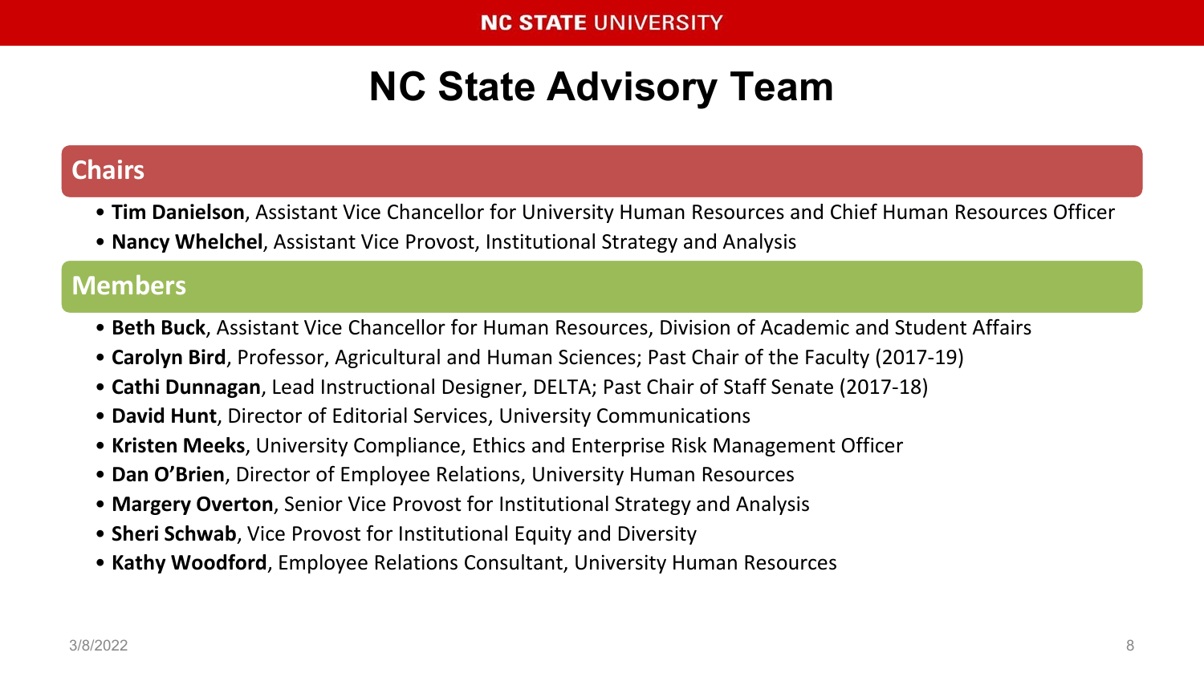# NC State Advisory Team

## Chairs

- **Tim Danielson**, Assistant Vice Chancellor for University Human Resources and Chief Human Resources Officer
- **Nancy Whelchel**, Assistant Vice Provost, Institutional Strategy and Analysis

## Members

- **Beth Buck**, Assistant Vice Chancellor for Human Resources, Division of Academic and Student Affairs
- **Carolyn Bird**, Professor, Agricultural and Human Sciences; Past Chair of the Faculty (2017-19)
- **Cathi Dunnagan**, Lead Instructional Designer, DELTA; Past Chair of Staff Senate (2017-18)
- **David Hunt**, Director of Editorial Services, University Communications
- **Kristen Meeks**, University Compliance, Ethics and Enterprise Risk Management Officer
- **Dan O'Brien**, Director of Employee Relations, University Human Resources
- **Margery Overton**, Senior Vice Provost for Institutional Strategy and Analysis
- **Sheri Schwab**, Vice Provost for Institutional Equity and Diversity
- **Kathy Woodford**, Employee Relations Consultant, University Human Resources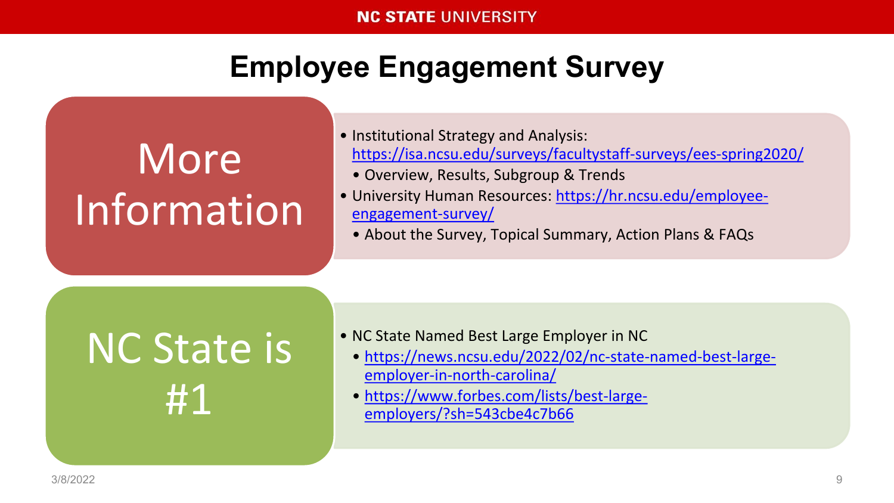# Employee Engagement Survey

## More Information

- Institutional Strategy and Analysis: https://isa.ncsu.edu/surveys/facultystaff-surveys/ees-spring2020/
  - Overview, Results, Subgroup & Trends
- University Human Resources: https://hr.ncsu.edu/employee-engagement-survey/
  - About the Survey, Topical Summary, Action Plans & FAQs

## NC State is #1

- NC State Named Best Large Employer in NC
  - https://news.ncsu.edu/2022/02/nc-state-named-best-large-employer-in-north-carolina/
  - https://www.forbes.com/lists/best-large-employers/?sh=543cbe4c7b66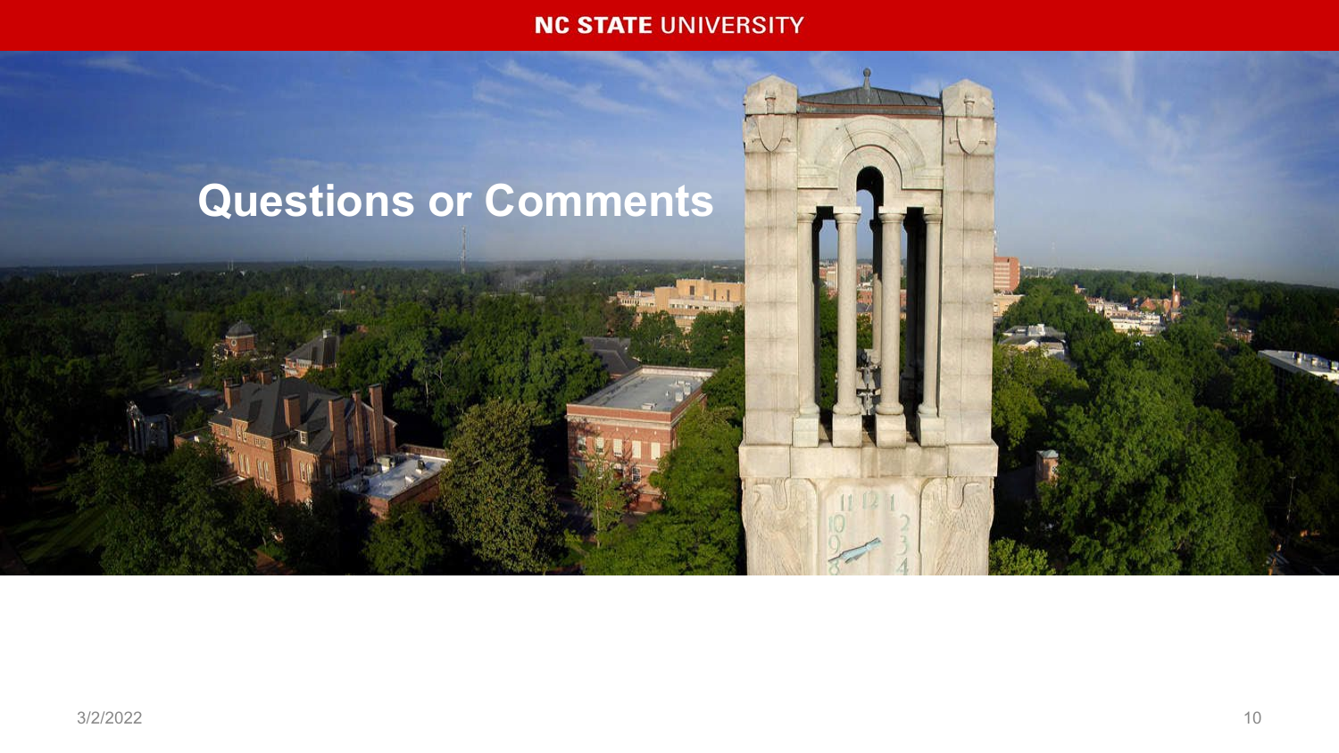# Questions or Comments